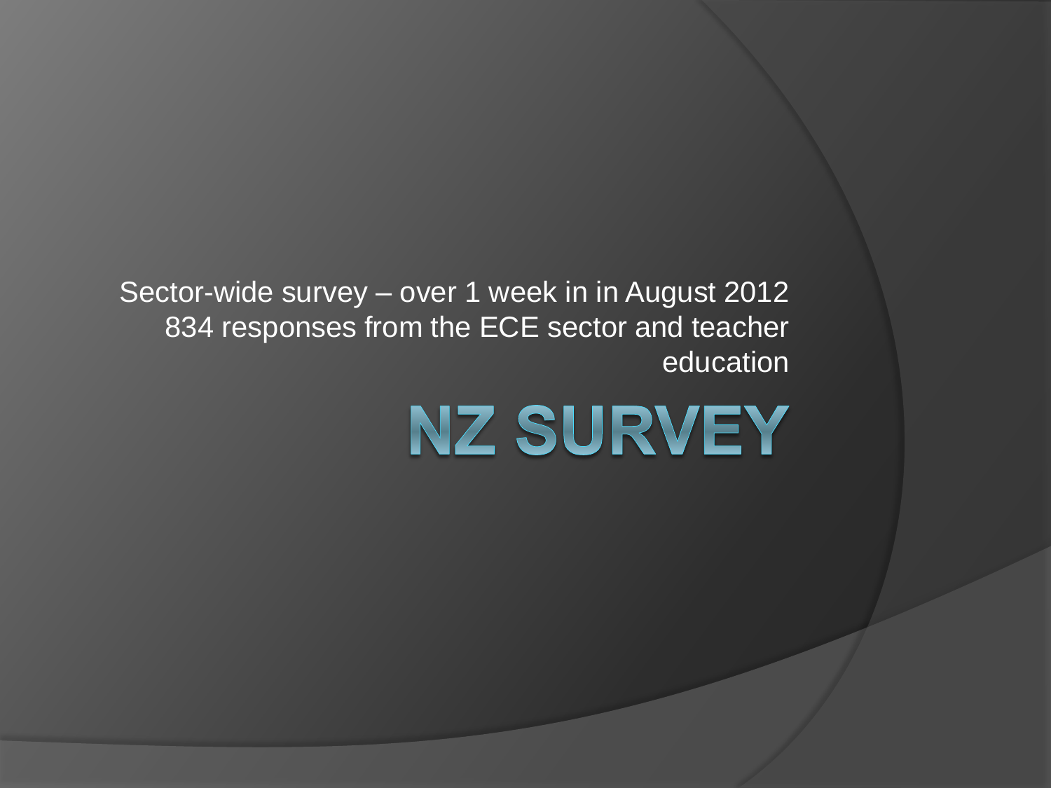Sector-wide survey – over 1 week in in August 2012
834 responses from the ECE sector and teacher education

# NZ SURVEY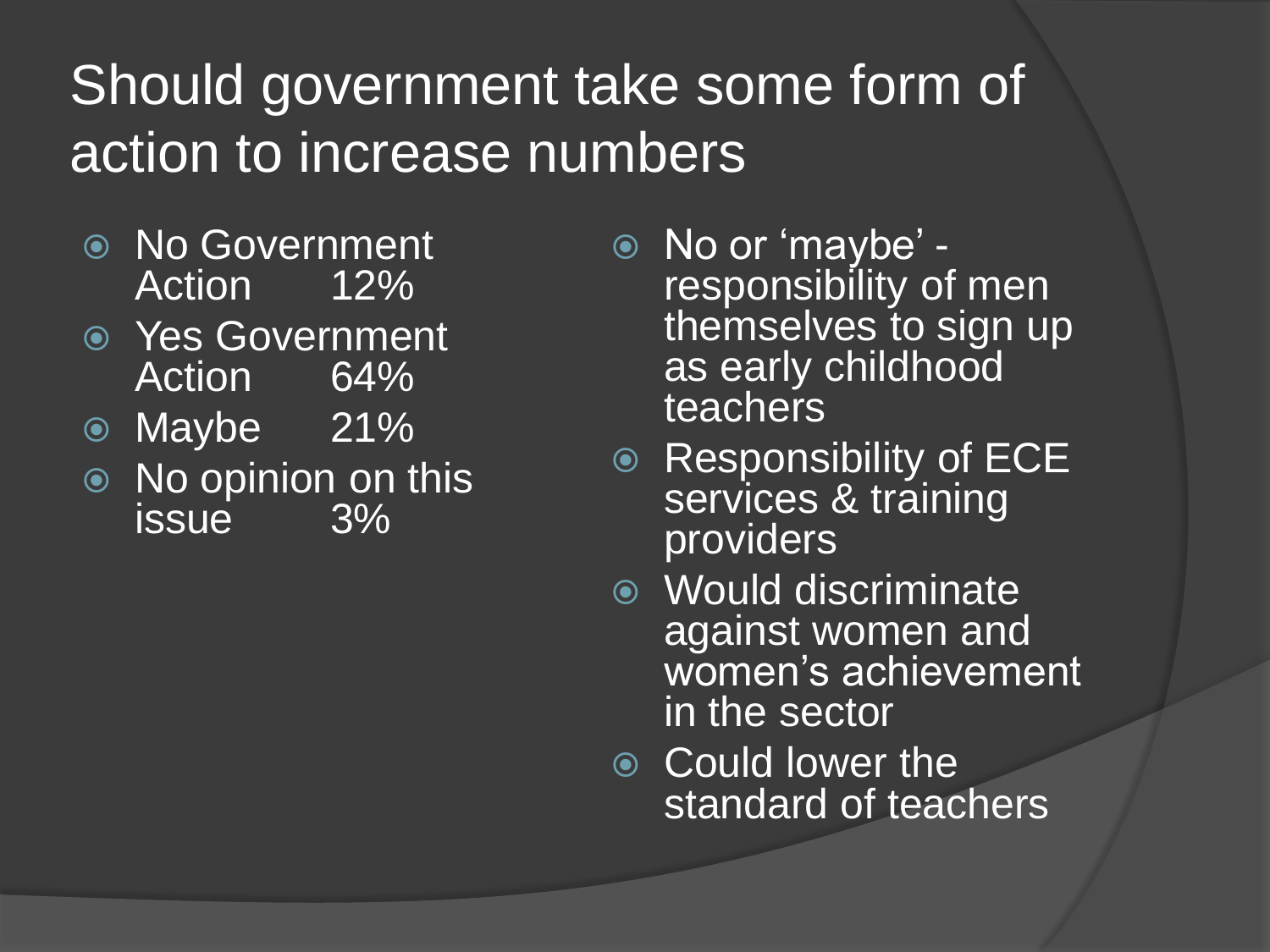# Should government take some form of action to increase numbers

- No Government Action 12%
- Yes Government Action 64%
- Maybe 21%
- No opinion on this issue 3%

- No or 'maybe' - responsibility of men themselves to sign up as early childhood teachers
- Responsibility of ECE services & training providers
- Would discriminate against women and women's achievement in the sector
- Could lower the standard of teachers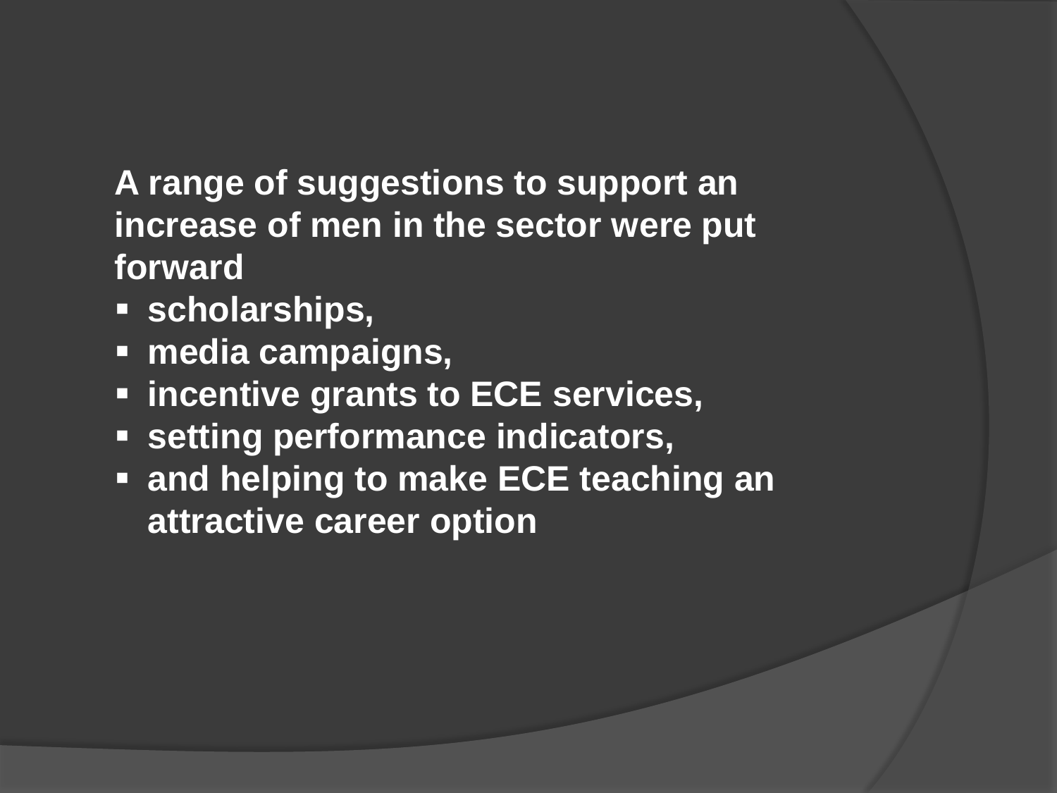**A range of suggestions to support an increase of men in the sector were put forward**

- **scholarships,**
- **media campaigns,**
- **incentive grants to ECE services,**
- **setting performance indicators,**
- **and helping to make ECE teaching an attractive career option**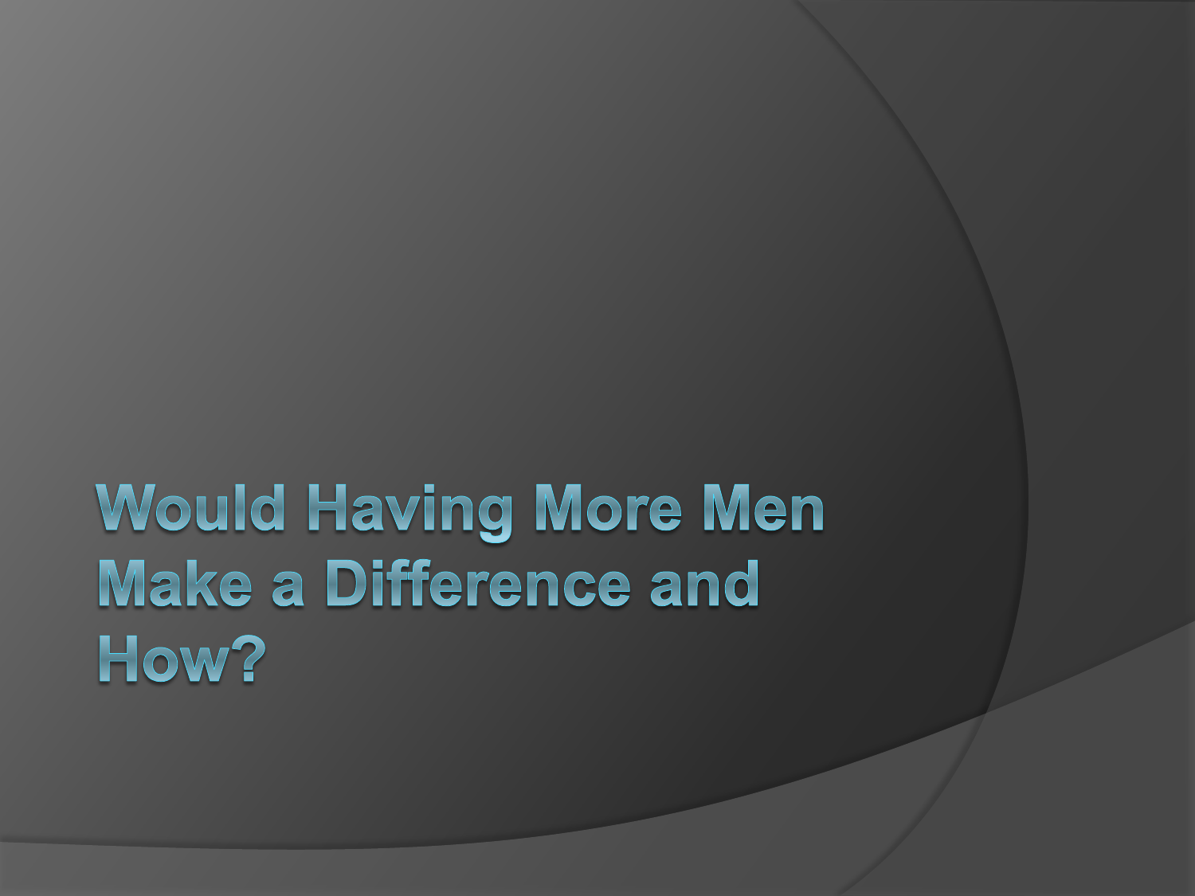# Would Having More Men Make a Difference and How?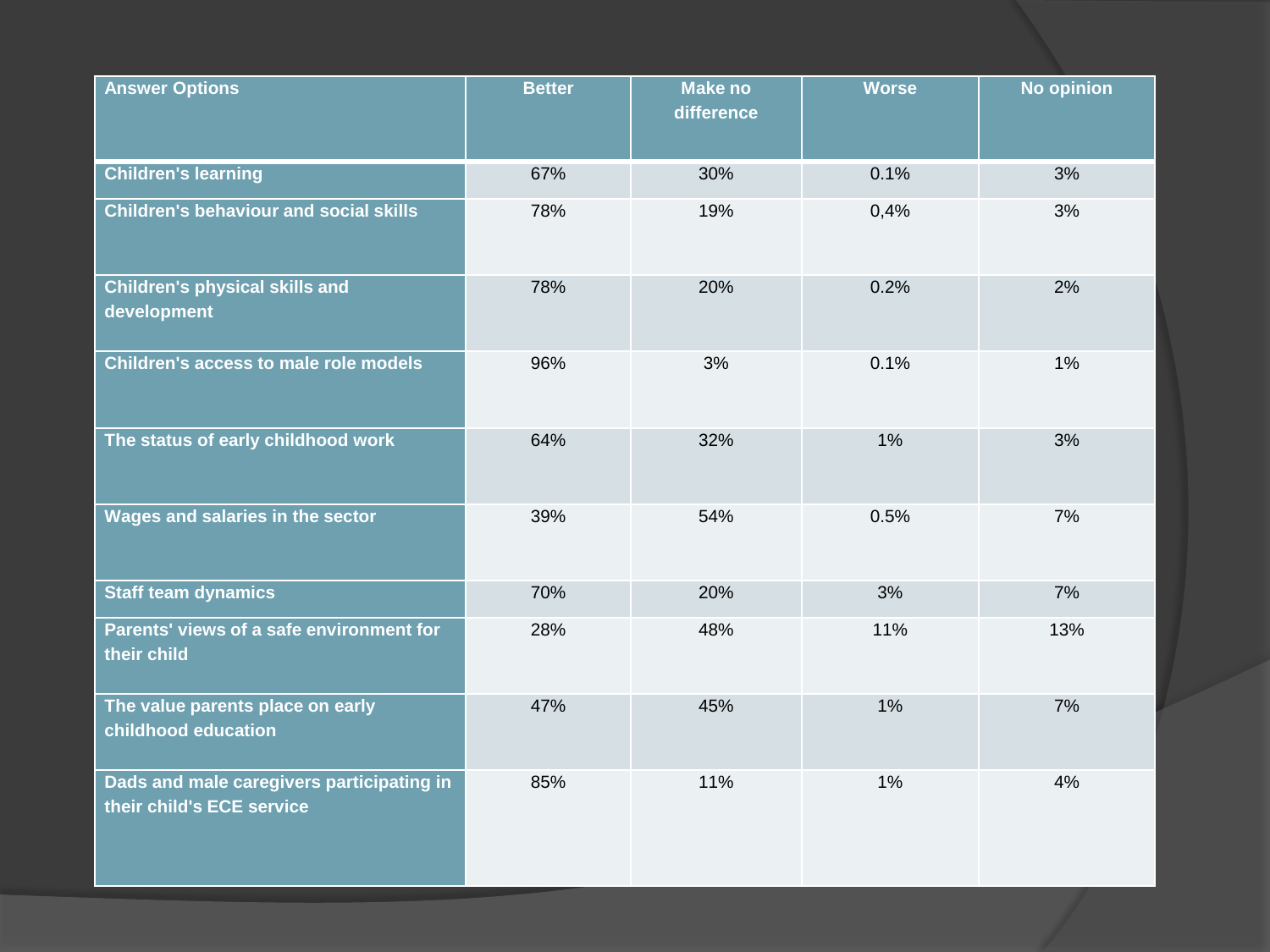| Answer Options | Better | Make no difference | Worse | No opinion |
|---|---|---|---|---|
| Children's learning | 67% | 30% | 0.1% | 3% |
| Children's behaviour and social skills | 78% | 19% | 0,4% | 3% |
| Children's physical skills and development | 78% | 20% | 0.2% | 2% |
| Children's access to male role models | 96% | 3% | 0.1% | 1% |
| The status of early childhood work | 64% | 32% | 1% | 3% |
| Wages and salaries in the sector | 39% | 54% | 0.5% | 7% |
| Staff team dynamics | 70% | 20% | 3% | 7% |
| Parents' views of a safe environment for their child | 28% | 48% | 11% | 13% |
| The value parents place on early childhood education | 47% | 45% | 1% | 7% |
| Dads and male caregivers participating in their child's ECE service | 85% | 11% | 1% | 4% |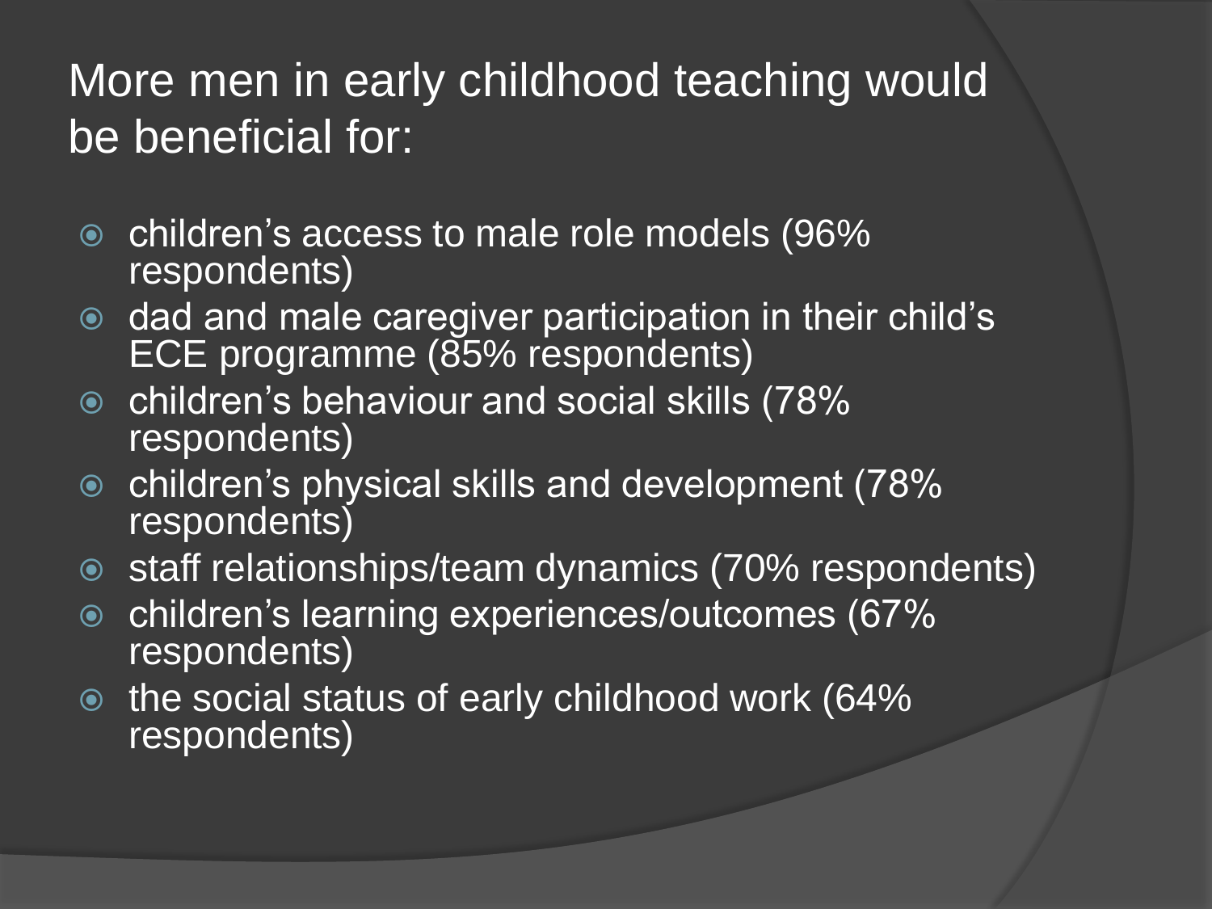# More men in early childhood teaching would be beneficial for:

- children's access to male role models (96% respondents)
- dad and male caregiver participation in their child's ECE programme (85% respondents)
- children's behaviour and social skills (78% respondents)
- children's physical skills and development (78% respondents)
- staff relationships/team dynamics (70% respondents)
- children's learning experiences/outcomes (67% respondents)
- the social status of early childhood work (64% respondents)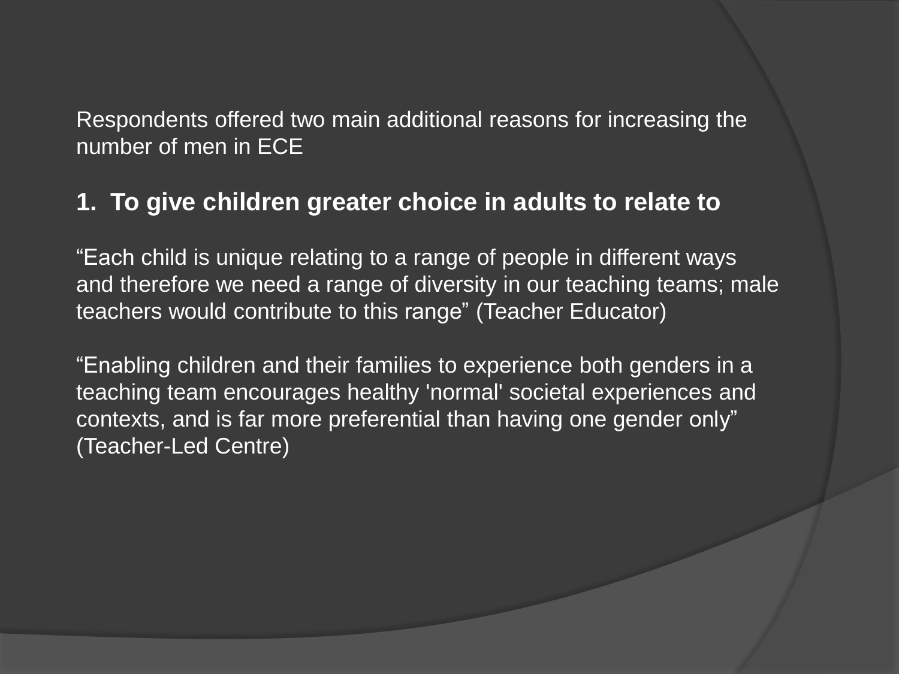Respondents offered two main additional reasons for increasing the number of men in ECE

**1. To give children greater choice in adults to relate to**

“Each child is unique relating to a range of people in different ways and therefore we need a range of diversity in our teaching teams; male teachers would contribute to this range” (Teacher Educator)

“Enabling children and their families to experience both genders in a teaching team encourages healthy 'normal' societal experiences and contexts, and is far more preferential than having one gender only” (Teacher-Led Centre)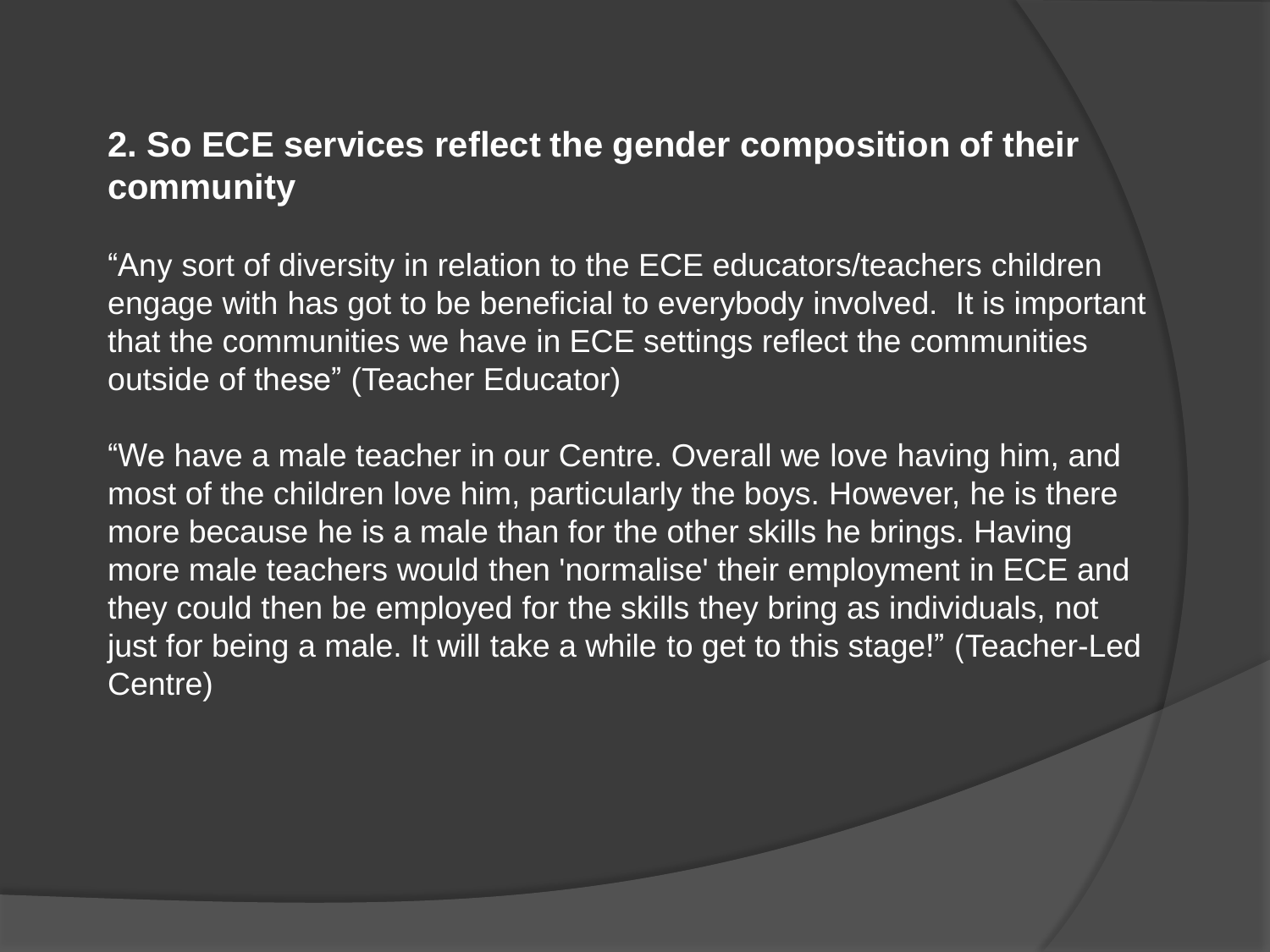**2. So ECE services reflect the gender composition of their community**

“Any sort of diversity in relation to the ECE educators/teachers children engage with has got to be beneficial to everybody involved. It is important that the communities we have in ECE settings reflect the communities outside of these” (Teacher Educator)

“We have a male teacher in our Centre. Overall we love having him, and most of the children love him, particularly the boys. However, he is there more because he is a male than for the other skills he brings. Having more male teachers would then 'normalise' their employment in ECE and they could then be employed for the skills they bring as individuals, not just for being a male. It will take a while to get to this stage!” (Teacher-Led Centre)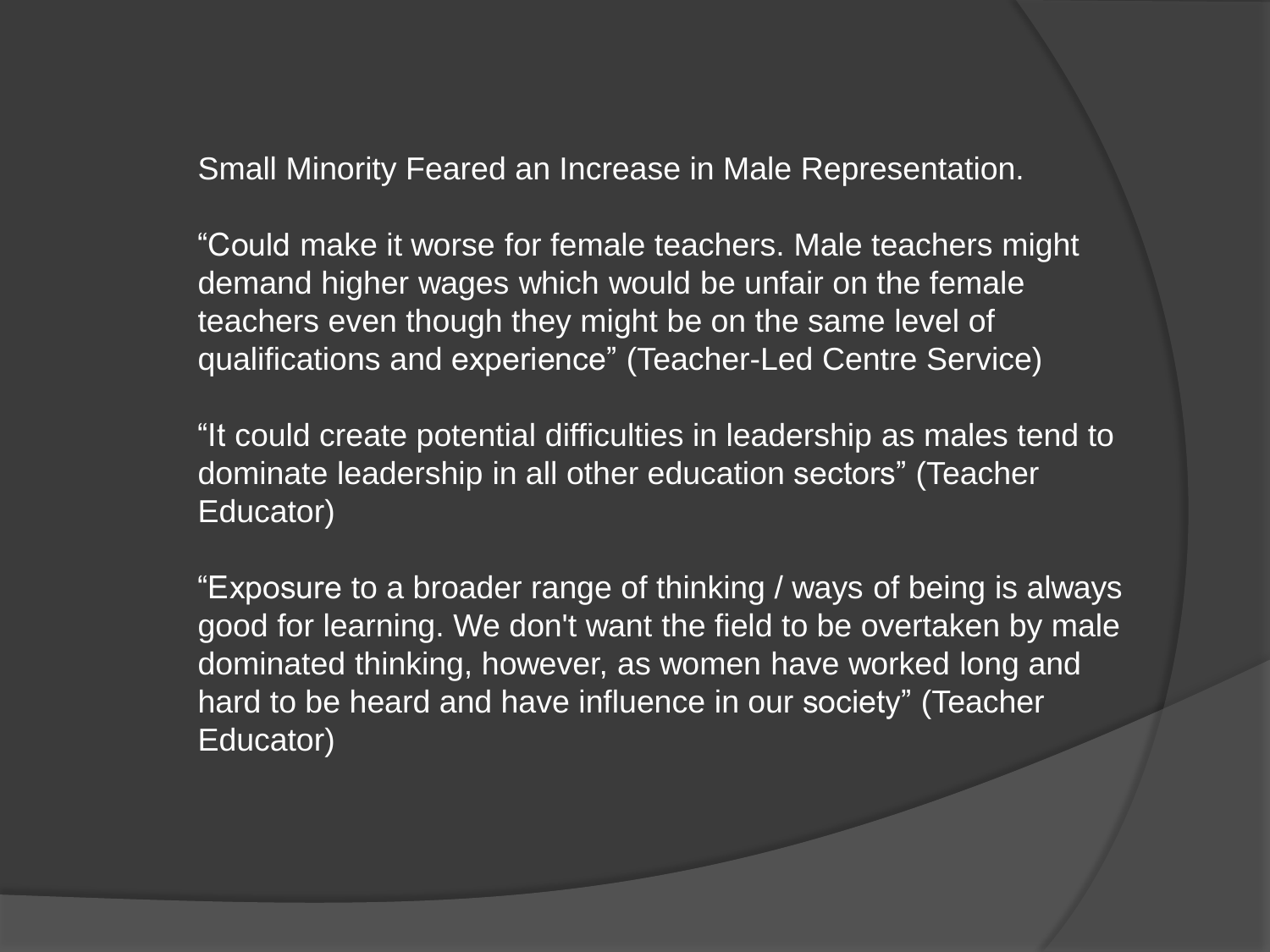Small Minority Feared an Increase in Male Representation.

“Could make it worse for female teachers. Male teachers might demand higher wages which would be unfair on the female teachers even though they might be on the same level of qualifications and experience” (Teacher-Led Centre Service)

“It could create potential difficulties in leadership as males tend to dominate leadership in all other education sectors” (Teacher Educator)

“Exposure to a broader range of thinking / ways of being is always good for learning. We don't want the field to be overtaken by male dominated thinking, however, as women have worked long and hard to be heard and have influence in our society” (Teacher Educator)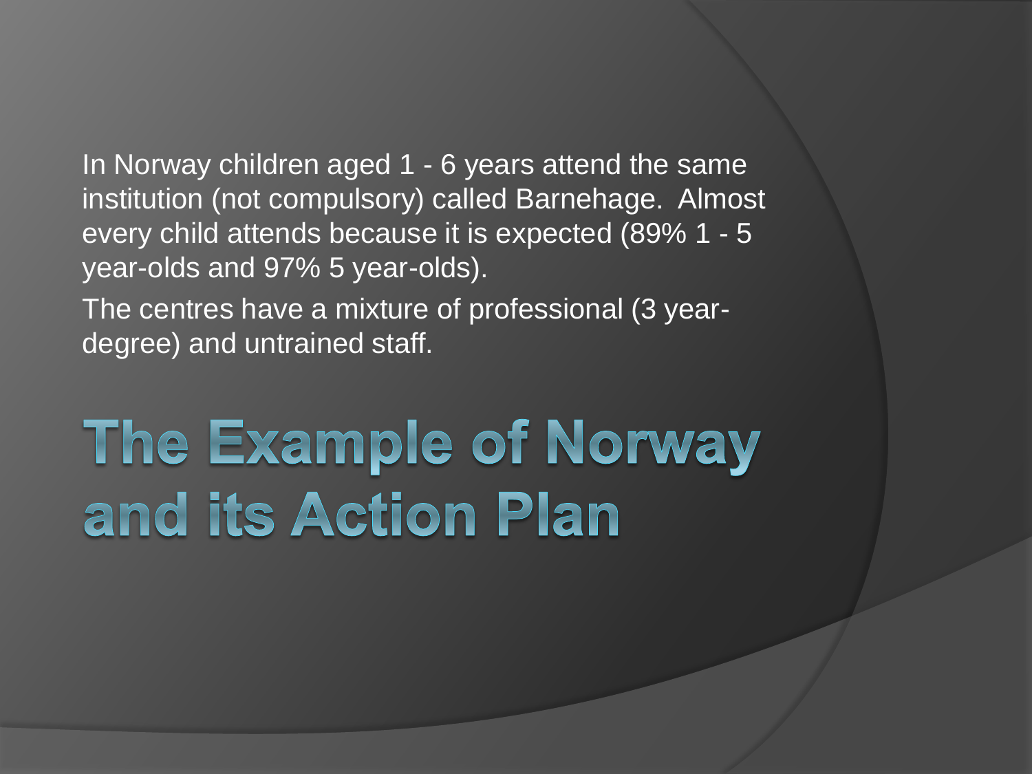In Norway children aged 1 - 6 years attend the same institution (not compulsory) called Barnehage. Almost every child attends because it is expected (89% 1 - 5 year-olds and 97% 5 year-olds).

The centres have a mixture of professional (3 year-degree) and untrained staff.

# The Example of Norway and its Action Plan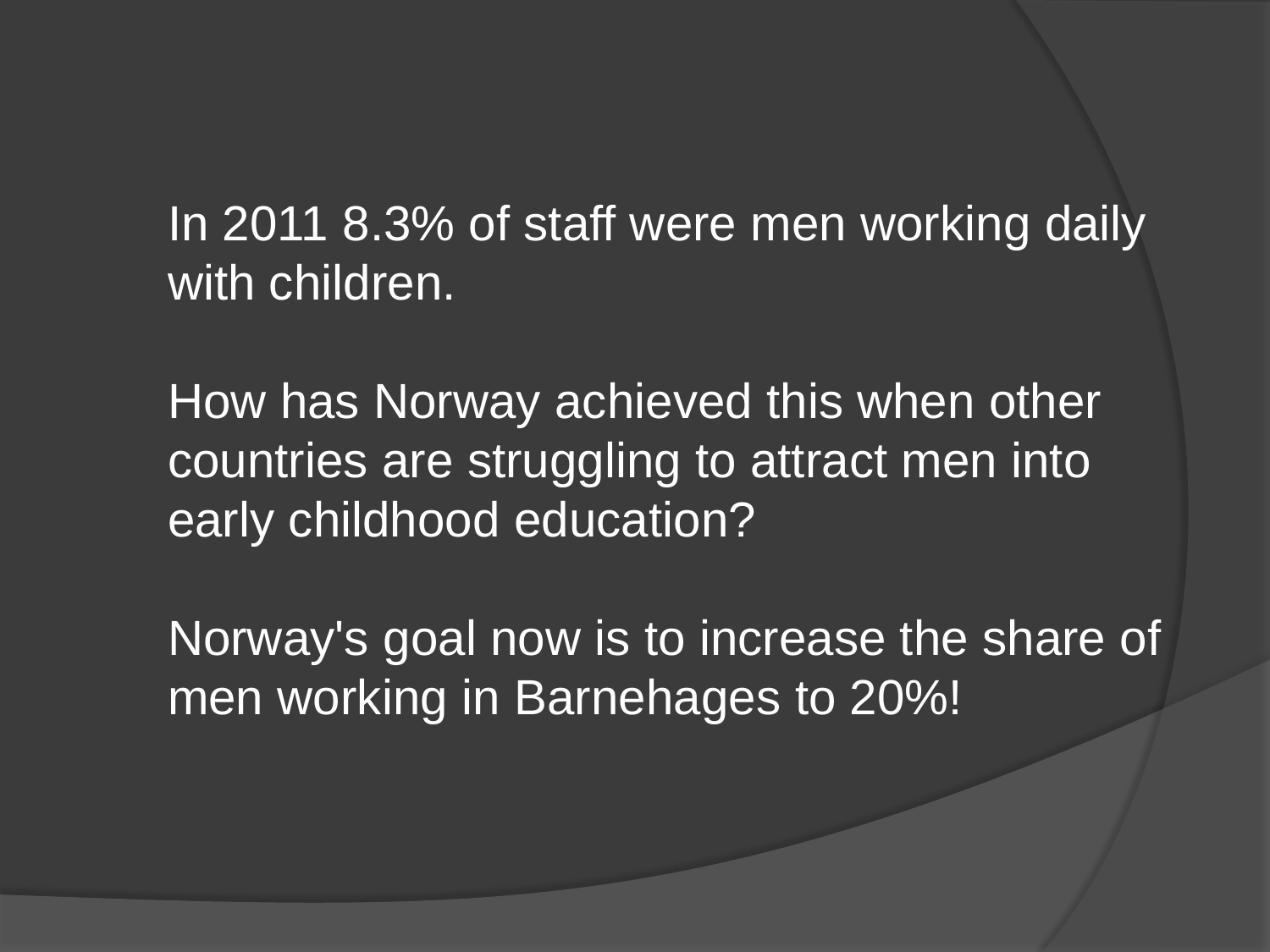In 2011 8.3% of staff were men working daily with children.

How has Norway achieved this when other countries are struggling to attract men into early childhood education?

Norway's goal now is to increase the share of men working in Barnehages to 20%!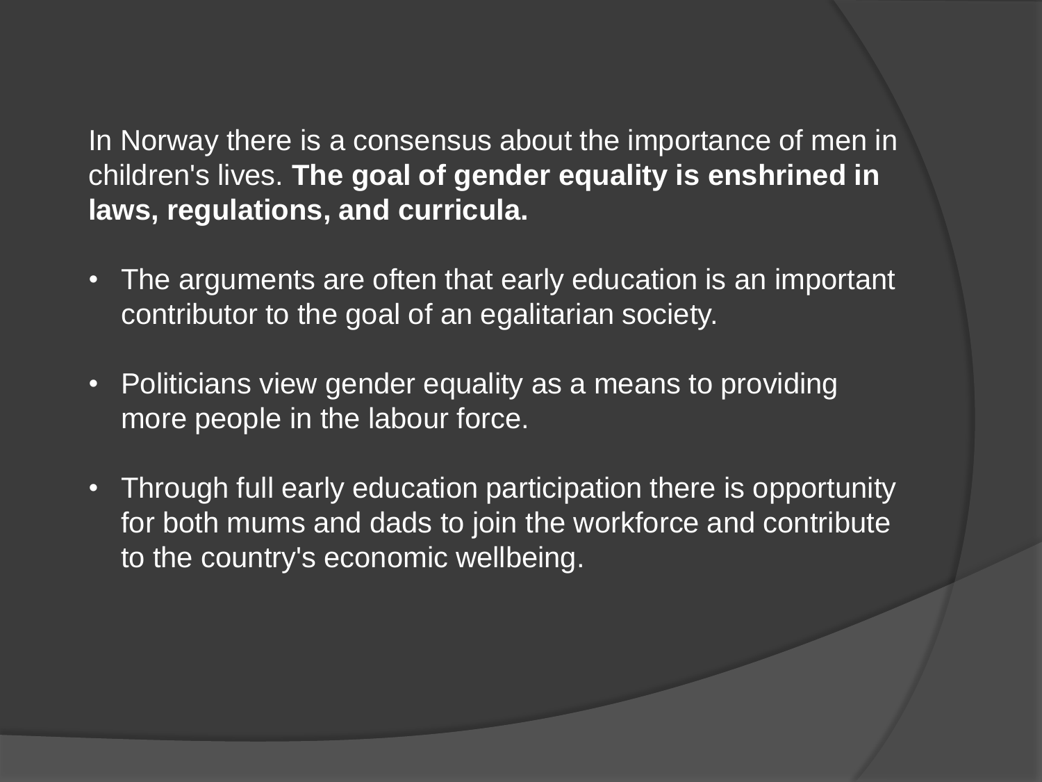In Norway there is a consensus about the importance of men in children's lives. **The goal of gender equality is enshrined in laws, regulations, and curricula.**

- The arguments are often that early education is an important contributor to the goal of an egalitarian society.
- Politicians view gender equality as a means to providing more people in the labour force.
- Through full early education participation there is opportunity for both mums and dads to join the workforce and contribute to the country's economic wellbeing.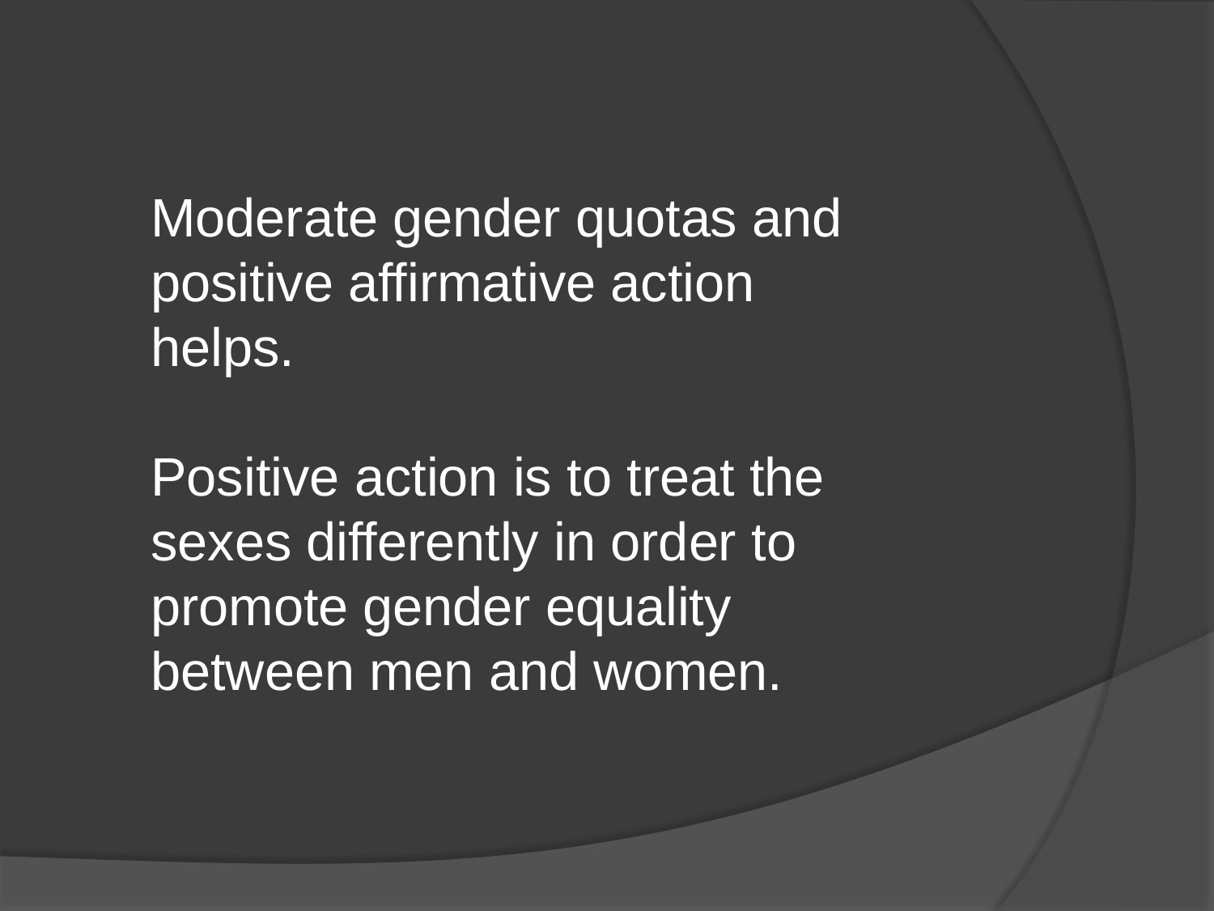Moderate gender quotas and positive affirmative action helps.

Positive action is to treat the sexes differently in order to promote gender equality between men and women.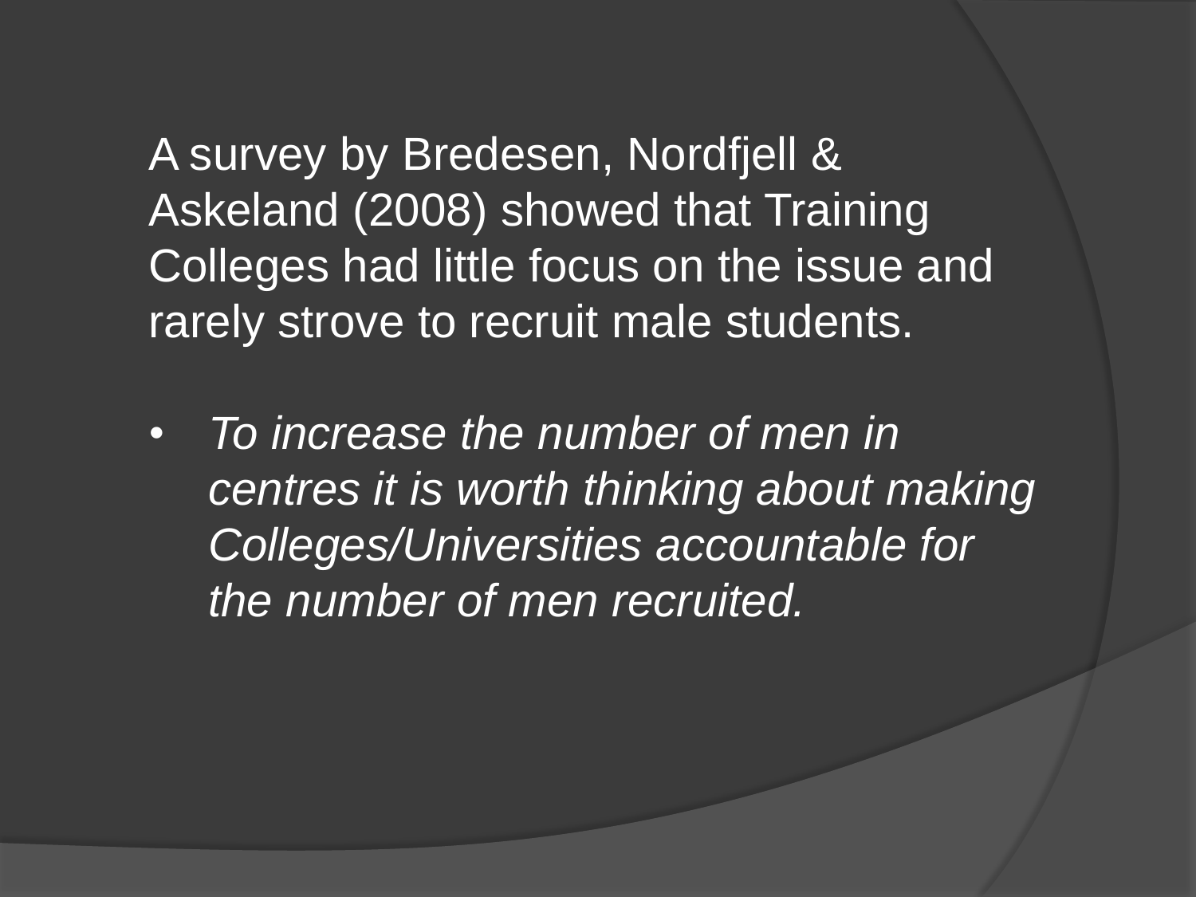A survey by Bredesen, Nordfjell & Askeland (2008) showed that Training Colleges had little focus on the issue and rarely strove to recruit male students.

- *To increase the number of men in centres it is worth thinking about making Colleges/Universities accountable for the number of men recruited.*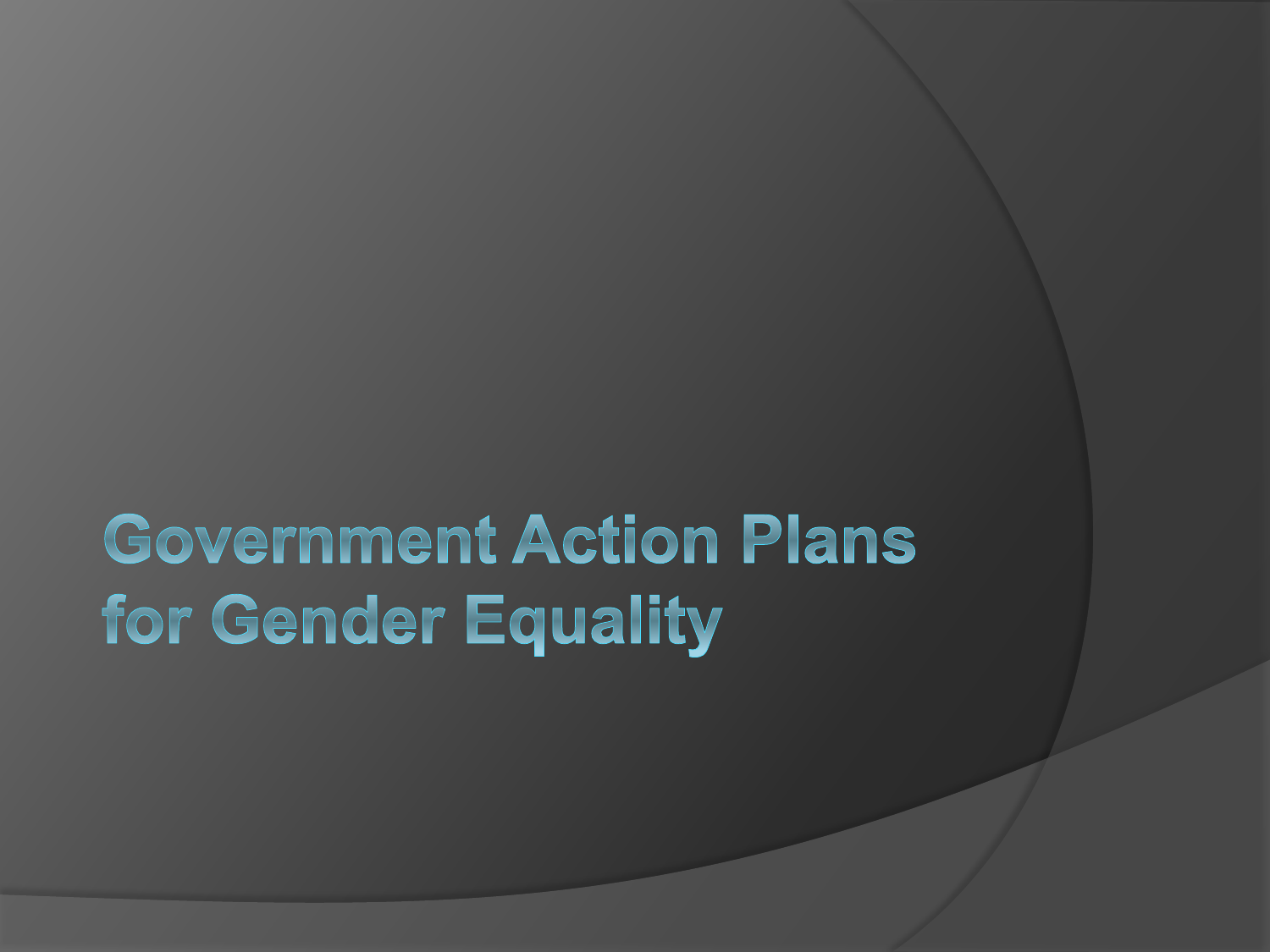# Government Action Plans for Gender Equality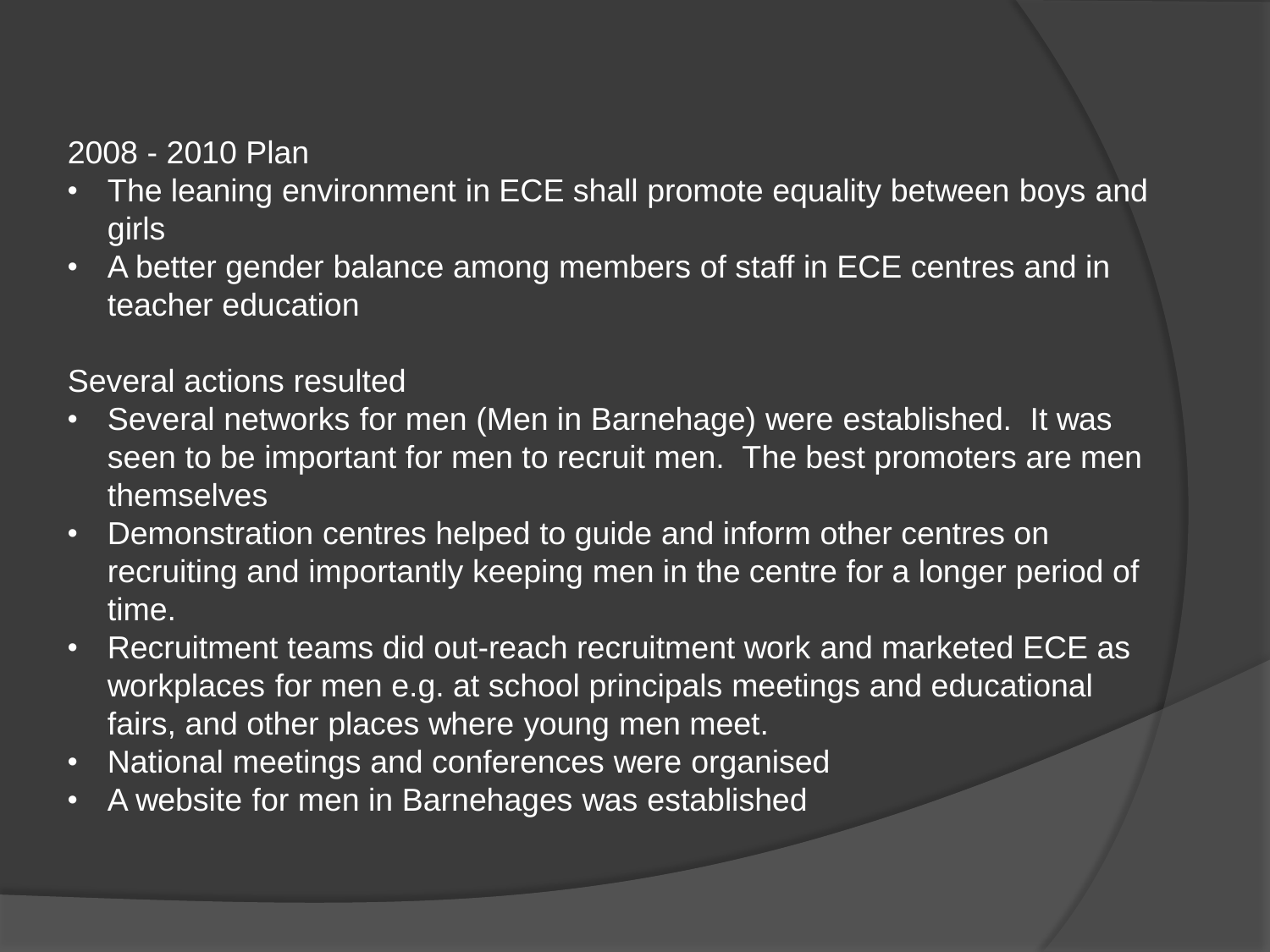2008 - 2010 Plan

- The leaning environment in ECE shall promote equality between boys and girls
- A better gender balance among members of staff in ECE centres and in teacher education

Several actions resulted

- Several networks for men (Men in Barnehage) were established. It was seen to be important for men to recruit men. The best promoters are men themselves
- Demonstration centres helped to guide and inform other centres on recruiting and importantly keeping men in the centre for a longer period of time.
- Recruitment teams did out-reach recruitment work and marketed ECE as workplaces for men e.g. at school principals meetings and educational fairs, and other places where young men meet.
- National meetings and conferences were organised
- A website for men in Barnehages was established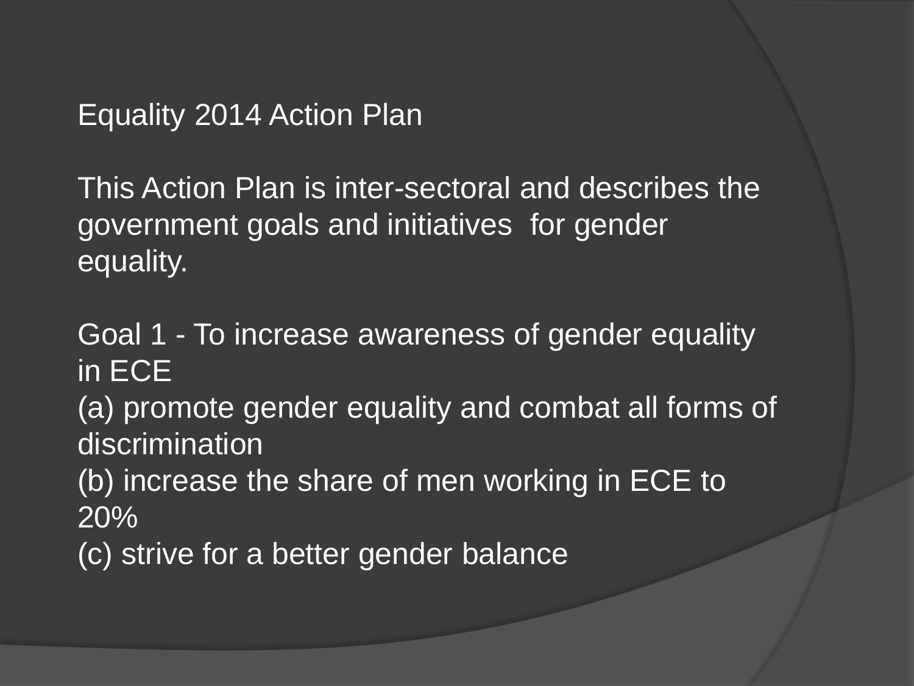Equality 2014 Action Plan

This Action Plan is inter-sectoral and describes the government goals and initiatives for gender equality.

Goal 1 - To increase awareness of gender equality in ECE
(a) promote gender equality and combat all forms of discrimination
(b) increase the share of men working in ECE to 20%
(c) strive for a better gender balance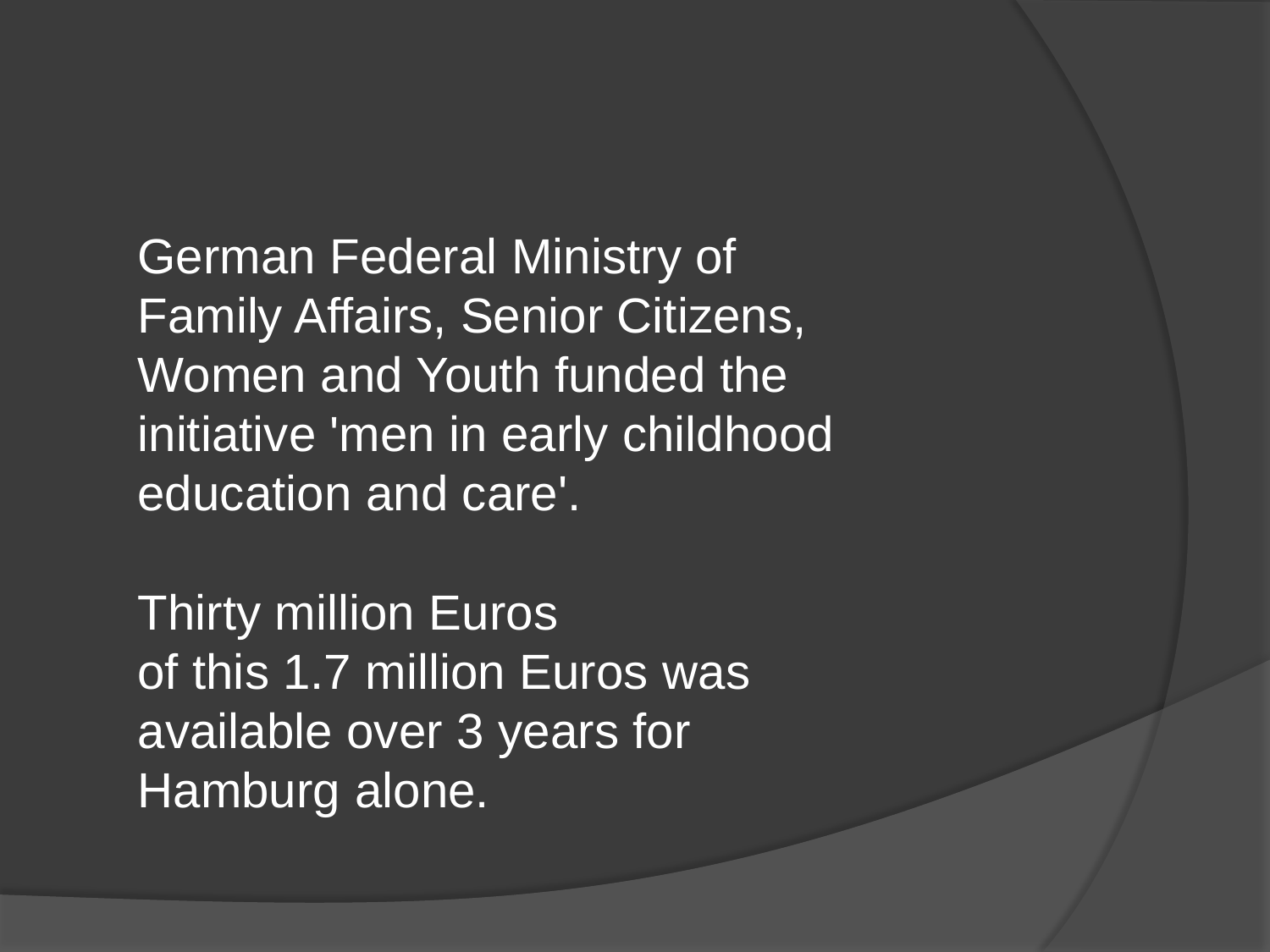German Federal Ministry of Family Affairs, Senior Citizens, Women and Youth funded the initiative 'men in early childhood education and care'.

Thirty million Euros
of this 1.7 million Euros was available over 3 years for Hamburg alone.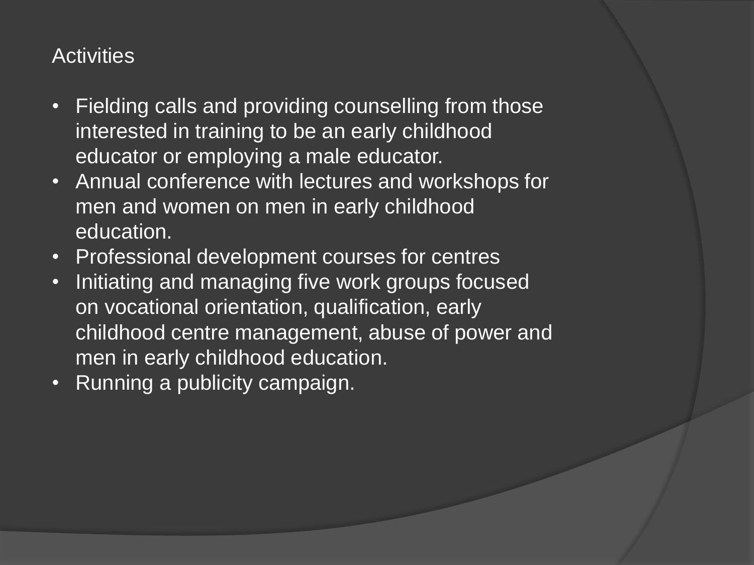Activities

- Fielding calls and providing counselling from those interested in training to be an early childhood educator or employing a male educator.
- Annual conference with lectures and workshops for men and women on men in early childhood education.
- Professional development courses for centres
- Initiating and managing five work groups focused on vocational orientation, qualification, early childhood centre management, abuse of power and men in early childhood education.
- Running a publicity campaign.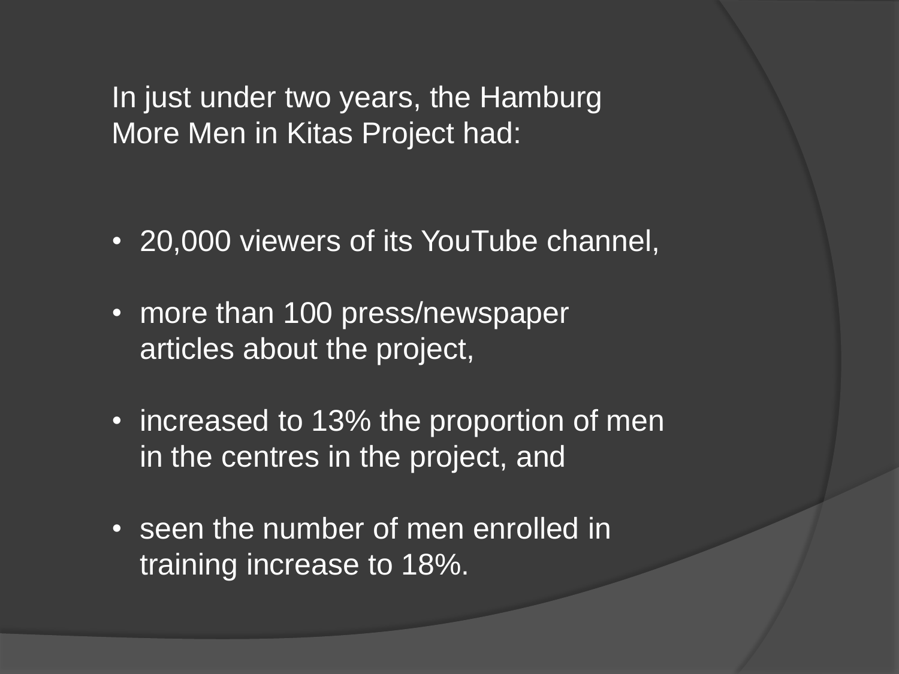In just under two years, the Hamburg More Men in Kitas Project had:

- 20,000 viewers of its YouTube channel,
- more than 100 press/newspaper articles about the project,
- increased to 13% the proportion of men in the centres in the project, and
- seen the number of men enrolled in training increase to 18%.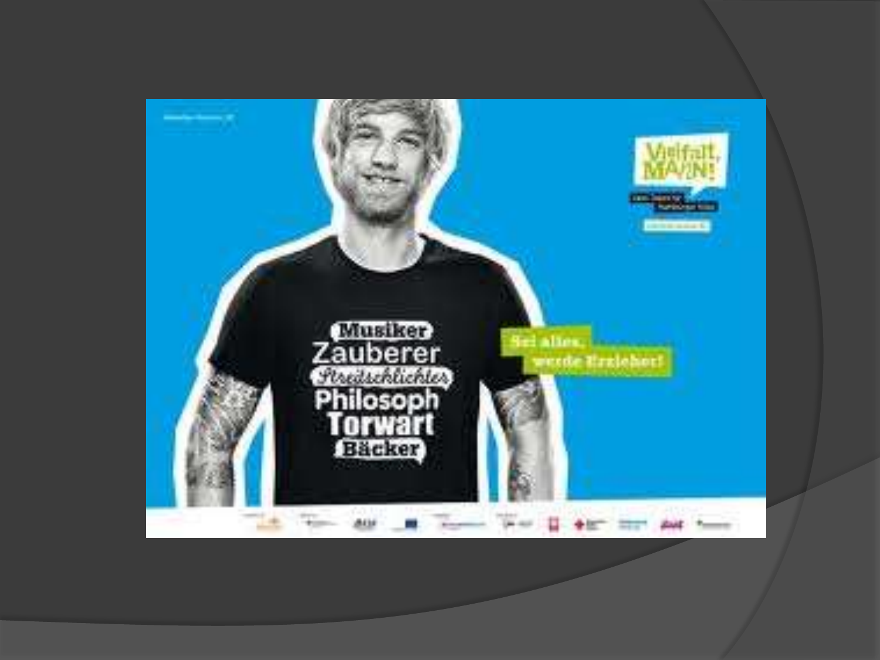Musiker

Zauberer

Streitschlichter

Philosoph

Torwart

Bäcker

Sei alles, werde Erzieher!

Vielfalt, MANN!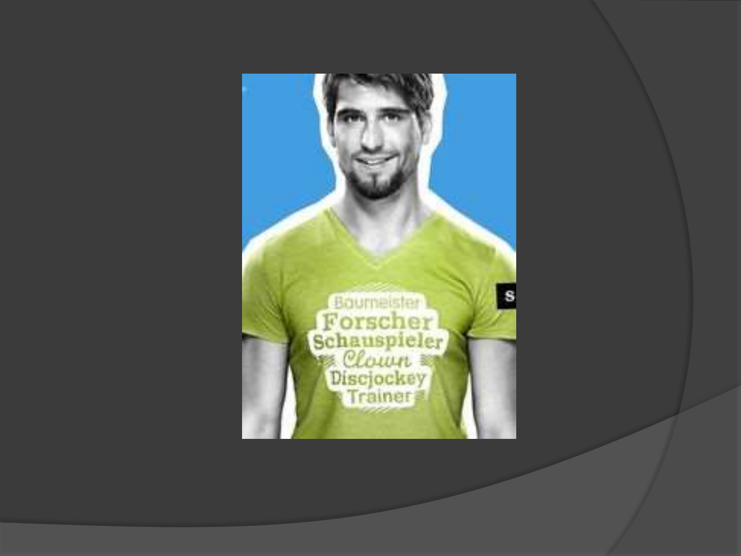Baumeister
Forscher
Schauspieler
Clown
Discjockey
Trainer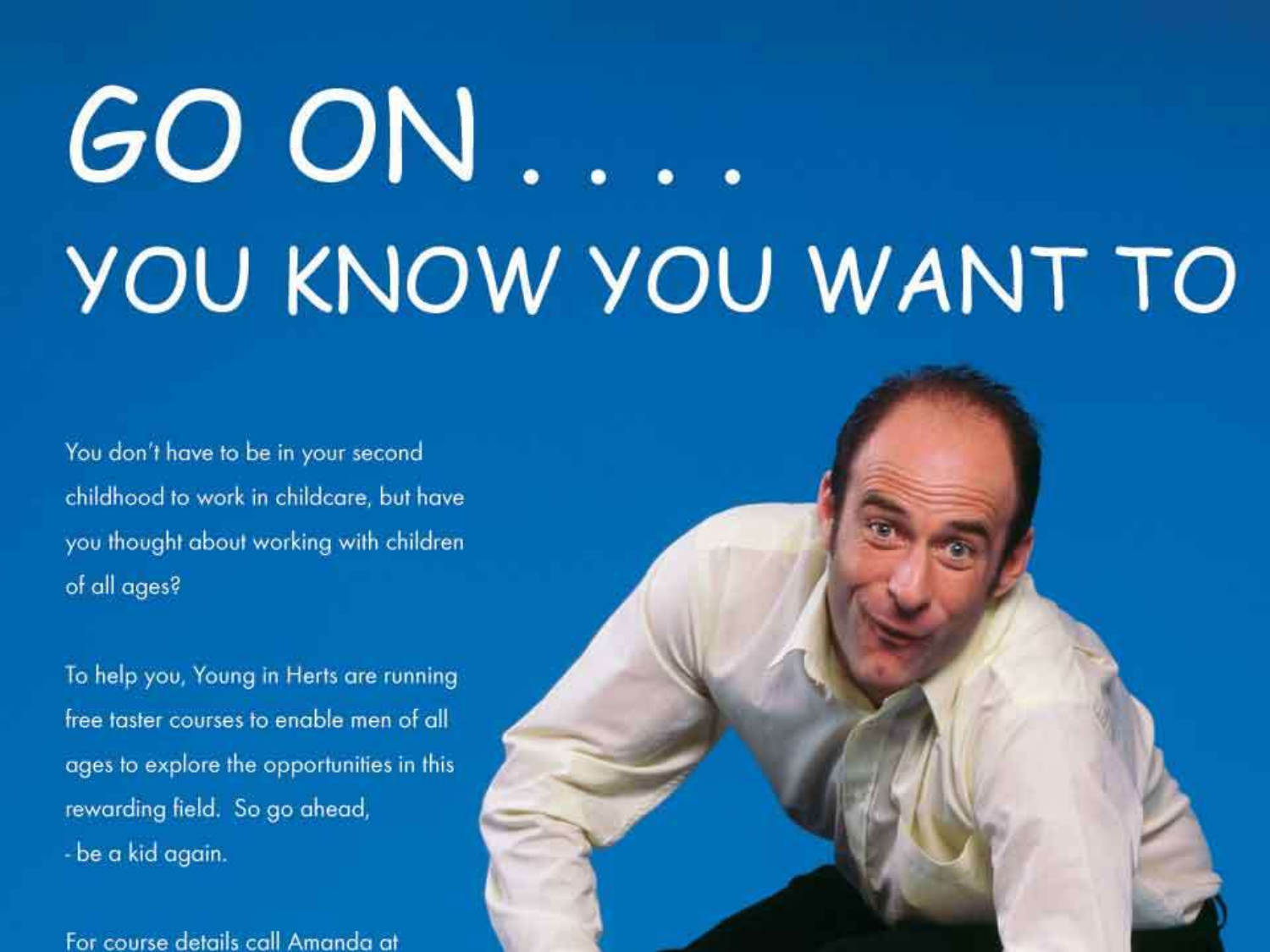# GO ON . . . YOU KNOW YOU WANT TO

You don't have to be in your second childhood to work in childcare, but have you thought about working with children of all ages?

To help you, Young in Herts are running free taster courses to enable men of all ages to explore the opportunities in this rewarding field. So go ahead, - be a kid again.

For course details call Amanda at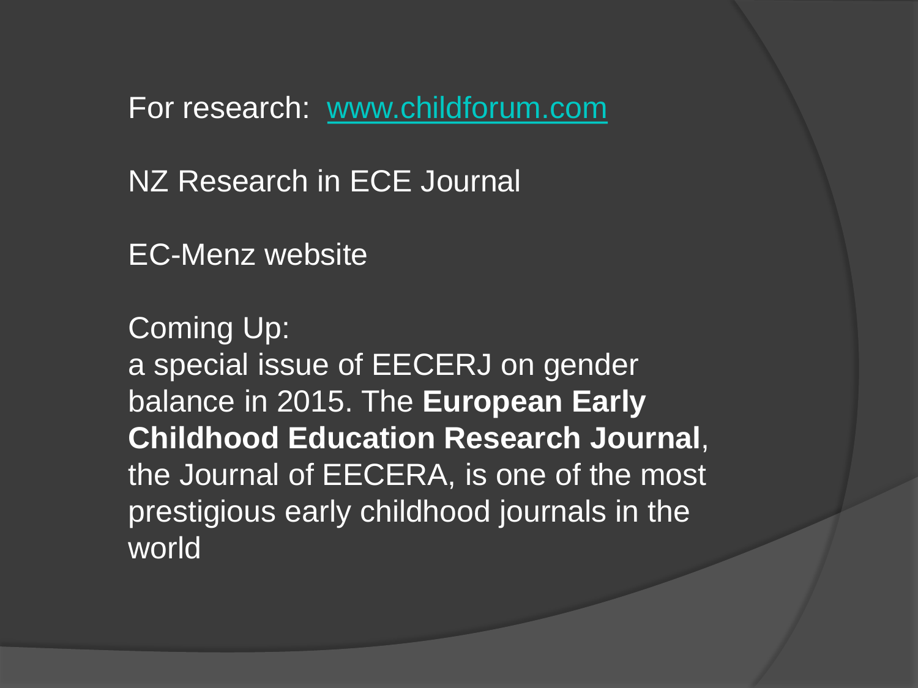For research: [www.childforum.com](http://www.childforum.com)

NZ Research in ECE Journal

EC-Menz website

Coming Up:
a special issue of EECERJ on gender balance in 2015. The **European Early Childhood Education Research Journal**, the Journal of EECERA, is one of the most prestigious early childhood journals in the world